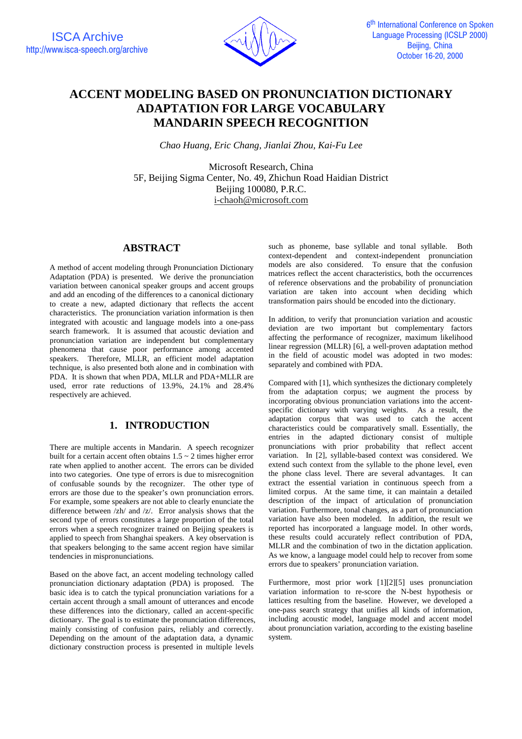# ACCENT MODELING BASED ON PRONUNCIATION DICTIONARY ADAPTATION FOR LARGE VOCABULARY MANDARIN SPEECH RECOGNITION

*Chao Huang, Eric Chang, Jianlai Zhou, Kai-Fu Lee*

Microsoft Research, China
5F, Beijing Sigma Center, No. 49, Zhichun Road Haidian District
Beijing 100080, P.R.C.
i-chaoh@microsoft.com

## ABSTRACT

A method of accent modeling through Pronunciation Dictionary Adaptation (PDA) is presented. We derive the pronunciation variation between canonical speaker groups and accent groups and add an encoding of the differences to a canonical dictionary to create a new, adapted dictionary that reflects the accent characteristics. The pronunciation variation information is then integrated with acoustic and language models into a one-pass search framework. It is assumed that acoustic deviation and pronunciation variation are independent but complementary phenomena that cause poor performance among accented speakers. Therefore, MLLR, an efficient model adaptation technique, is also presented both alone and in combination with PDA. It is shown that when PDA, MLLR and PDA+MLLR are used, error rate reductions of 13.9%, 24.1% and 28.4% respectively are achieved.

## 1. INTRODUCTION

There are multiple accents in Mandarin. A speech recognizer built for a certain accent often obtains 1.5 ~ 2 times higher error rate when applied to another accent. The errors can be divided into two categories. One type of errors is due to misrecognition of confusable sounds by the recognizer. The other type of errors are those due to the speaker's own pronunciation errors. For example, some speakers are not able to clearly enunciate the difference between /zh/ and /z/. Error analysis shows that the second type of errors constitutes a large proportion of the total errors when a speech recognizer trained on Beijing speakers is applied to speech from Shanghai speakers. A key observation is that speakers belonging to the same accent region have similar tendencies in mispronunciations.

Based on the above fact, an accent modeling technology called pronunciation dictionary adaptation (PDA) is proposed. The basic idea is to catch the typical pronunciation variations for a certain accent through a small amount of utterances and encode these differences into the dictionary, called an accent-specific dictionary. The goal is to estimate the pronunciation differences, mainly consisting of confusion pairs, reliably and correctly. Depending on the amount of the adaptation data, a dynamic dictionary construction process is presented in multiple levels such as phoneme, base syllable and tonal syllable. Both context-dependent and context-independent pronunciation models are also considered. To ensure that the confusion matrices reflect the accent characteristics, both the occurrences of reference observations and the probability of pronunciation variation are taken into account when deciding which transformation pairs should be encoded into the dictionary.

In addition, to verify that pronunciation variation and acoustic deviation are two important but complementary factors affecting the performance of recognizer, maximum likelihood linear regression (MLLR) [6], a well-proven adaptation method in the field of acoustic model was adopted in two modes: separately and combined with PDA.

Compared with [1], which synthesizes the dictionary completely from the adaptation corpus; we augment the process by incorporating obvious pronunciation variations into the accent-specific dictionary with varying weights. As a result, the adaptation corpus that was used to catch the accent characteristics could be comparatively small. Essentially, the entries in the adapted dictionary consist of multiple pronunciations with prior probability that reflect accent variation. In [2], syllable-based context was considered. We extend such context from the syllable to the phone level, even the phone class level. There are several advantages. It can extract the essential variation in continuous speech from a limited corpus. At the same time, it can maintain a detailed description of the impact of articulation of pronunciation variation. Furthermore, tonal changes, as a part of pronunciation variation have also been modeled. In addition, the result we reported has incorporated a language model. In other words, these results could accurately reflect contribution of PDA, MLLR and the combination of two in the dictation application. As we know, a language model could help to recover from some errors due to speakers' pronunciation variation.

Furthermore, most prior work [1][2][5] uses pronunciation variation information to re-score the N-best hypothesis or lattices resulting from the baseline. However, we developed a one-pass search strategy that unifies all kinds of information, including acoustic model, language model and accent model about pronunciation variation, according to the existing baseline system.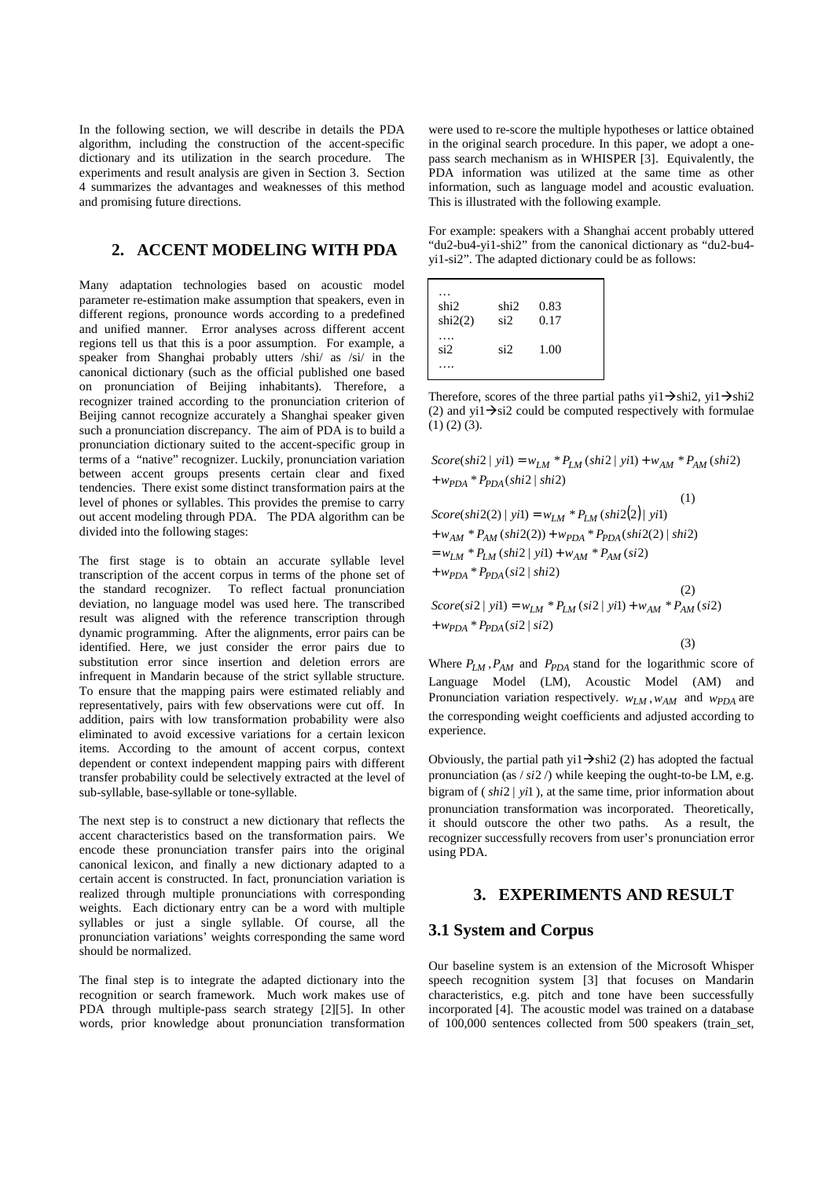In the following section, we will describe in details the PDA algorithm, including the construction of the accent-specific dictionary and its utilization in the search procedure. The experiments and result analysis are given in Section 3. Section 4 summarizes the advantages and weaknesses of this method and promising future directions.

## 2. ACCENT MODELING WITH PDA

Many adaptation technologies based on acoustic model parameter re-estimation make assumption that speakers, even in different regions, pronounce words according to a predefined and unified manner. Error analyses across different accent regions tell us that this is a poor assumption. For example, a speaker from Shanghai probably utters /shi/ as /si/ in the canonical dictionary (such as the official published one based on pronunciation of Beijing inhabitants). Therefore, a recognizer trained according to the pronunciation criterion of Beijing cannot recognize accurately a Shanghai speaker given such a pronunciation discrepancy. The aim of PDA is to build a pronunciation dictionary suited to the accent-specific group in terms of a "native" recognizer. Luckily, pronunciation variation between accent groups presents certain clear and fixed tendencies. There exist some distinct transformation pairs at the level of phones or syllables. This provides the premise to carry out accent modeling through PDA. The PDA algorithm can be divided into the following stages:

The first stage is to obtain an accurate syllable level transcription of the accent corpus in terms of the phone set of the standard recognizer. To reflect factual pronunciation deviation, no language model was used here. The transcribed result was aligned with the reference transcription through dynamic programming. After the alignments, error pairs can be identified. Here, we just consider the error pairs due to substitution error since insertion and deletion errors are infrequent in Mandarin because of the strict syllable structure. To ensure that the mapping pairs were estimated reliably and representatively, pairs with few observations were cut off. In addition, pairs with low transformation probability were also eliminated to avoid excessive variations for a certain lexicon items. According to the amount of accent corpus, context dependent or context independent mapping pairs with different transfer probability could be selectively extracted at the level of sub-syllable, base-syllable or tone-syllable.

The next step is to construct a new dictionary that reflects the accent characteristics based on the transformation pairs. We encode these pronunciation transfer pairs into the original canonical lexicon, and finally a new dictionary adapted to a certain accent is constructed. In fact, pronunciation variation is realized through multiple pronunciations with corresponding weights. Each dictionary entry can be a word with multiple syllables or just a single syllable. Of course, all the pronunciation variations' weights corresponding the same word should be normalized.

The final step is to integrate the adapted dictionary into the recognition or search framework. Much work makes use of PDA through multiple-pass search strategy [2][5]. In other words, prior knowledge about pronunciation transformation were used to re-score the multiple hypotheses or lattice obtained in the original search procedure. In this paper, we adopt a one-pass search mechanism as in WHISPER [3]. Equivalently, the PDA information was utilized at the same time as other information, such as language model and acoustic evaluation. This is illustrated with the following example.

For example: speakers with a Shanghai accent probably uttered "du2-bu4-yi1-shi2" from the canonical dictionary as "du2-bu4-yi1-si2". The adapted dictionary could be as follows:

```
…
shi2      shi2    0.83
shi2(2)   si2     0.17
….
si2       si2     1.00
….
```

Therefore, scores of the three partial paths yi1→shi2, yi1→shi2 (2) and yi1→si2 could be computed respectively with formulae (1) (2) (3).

$$Score(shi2 \mid yi1) = w_{LM} * P_{LM}(shi2 \mid yi1) + w_{AM} * P_{AM}(shi2) + w_{PDA} * P_{PDA}(shi2 \mid shi2) \quad (1)$$

$$\begin{aligned} Score(shi2(2) \mid yi1) &= w_{LM} * P_{LM}(shi2(2) \mid yi1) + w_{AM} * P_{AM}(shi2(2)) + w_{PDA} * P_{PDA}(shi2(2) \mid shi2) \\ &= w_{LM} * P_{LM}(shi2 \mid yi1) + w_{AM} * P_{AM}(si2) + w_{PDA} * P_{PDA}(si2 \mid shi2) \end{aligned} \quad (2)$$

$$Score(si2 \mid yi1) = w_{LM} * P_{LM}(si2 \mid yi1) + w_{AM} * P_{AM}(si2) + w_{PDA} * P_{PDA}(si2 \mid si2) \quad (3)$$

Where $P_{LM}$, $P_{AM}$ and $P_{PDA}$ stand for the logarithmic score of Language Model (LM), Acoustic Model (AM) and Pronunciation variation respectively. $w_{LM}$, $w_{AM}$ and $w_{PDA}$ are the corresponding weight coefficients and adjusted according to experience.

Obviously, the partial path yi1→shi2 (2) has adopted the factual pronunciation (as / $si2$ /) while keeping the ought-to-be LM, e.g. bigram of ( $shi2 \mid yi1$ ), at the same time, prior information about pronunciation transformation was incorporated. Theoretically, it should outscore the other two paths. As a result, the recognizer successfully recovers from user's pronunciation error using PDA.

## 3. EXPERIMENTS AND RESULT

### 3.1 System and Corpus

Our baseline system is an extension of the Microsoft Whisper speech recognition system [3] that focuses on Mandarin characteristics, e.g. pitch and tone have been successfully incorporated [4]. The acoustic model was trained on a database of 100,000 sentences collected from 500 speakers (train_set,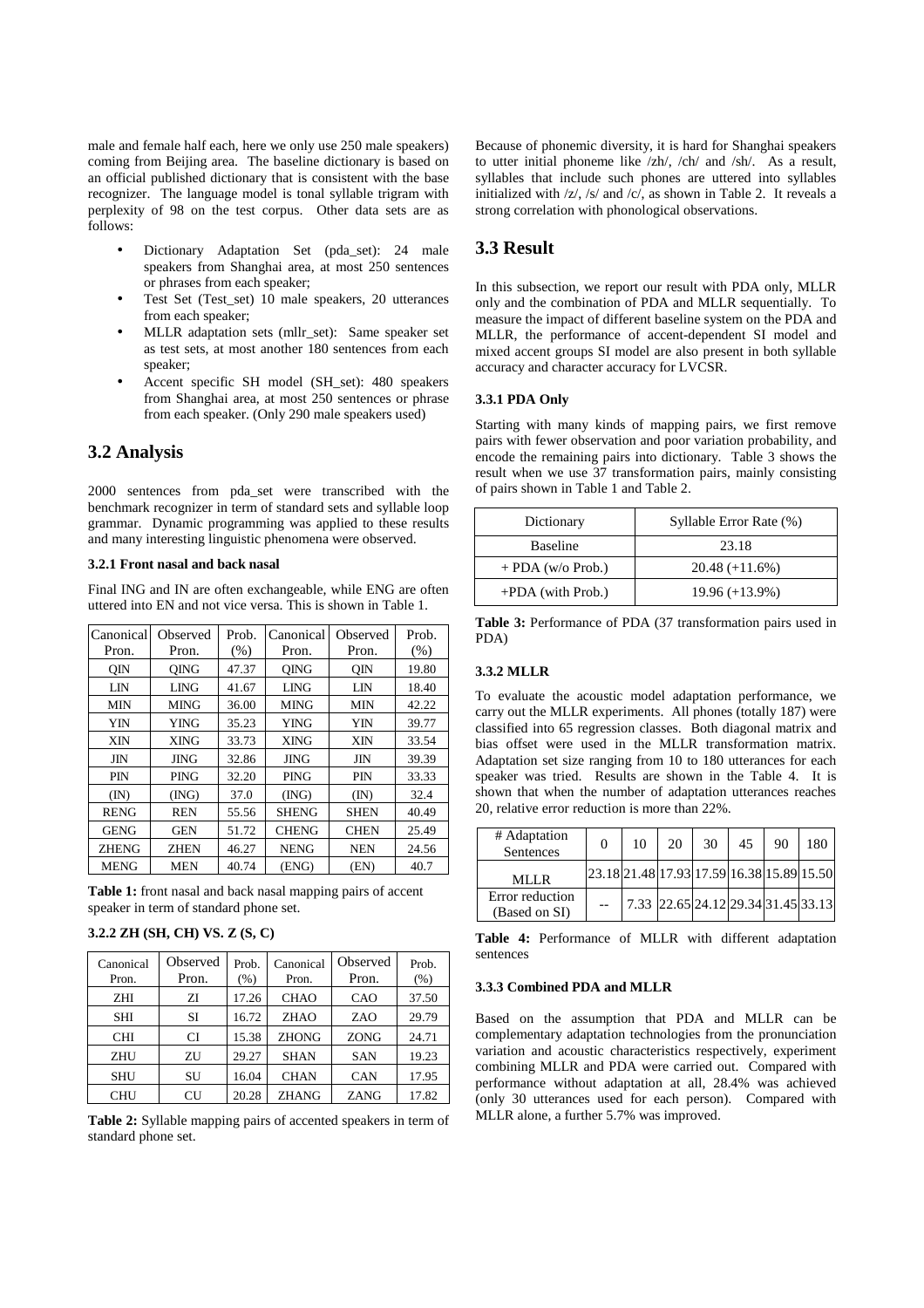male and female half each, here we only use 250 male speakers) coming from Beijing area. The baseline dictionary is based on an official published dictionary that is consistent with the base recognizer. The language model is tonal syllable trigram with perplexity of 98 on the test corpus. Other data sets are as follows:

- Dictionary Adaptation Set (pda_set): 24 male speakers from Shanghai area, at most 250 sentences or phrases from each speaker;
- Test Set (Test_set) 10 male speakers, 20 utterances from each speaker;
- MLLR adaptation sets (mllr_set): Same speaker set as test sets, at most another 180 sentences from each speaker;
- Accent specific SH model (SH_set): 480 speakers from Shanghai area, at most 250 sentences or phrase from each speaker. (Only 290 male speakers used)

## 3.2 Analysis

2000 sentences from pda_set were transcribed with the benchmark recognizer in term of standard sets and syllable loop grammar. Dynamic programming was applied to these results and many interesting linguistic phenomena were observed.

### 3.2.1 Front nasal and back nasal

Final ING and IN are often exchangeable, while ENG are often uttered into EN and not vice versa. This is shown in Table 1.

| Canonical Pron. | Observed Pron. | Prob. (%) | Canonical Pron. | Observed Pron. | Prob. (%) |
|---|---|---|---|---|---|
| QIN | QING | 47.37 | QING | QIN | 19.80 |
| LIN | LING | 41.67 | LING | LIN | 18.40 |
| MIN | MING | 36.00 | MING | MIN | 42.22 |
| YIN | YING | 35.23 | YING | YIN | 39.77 |
| XIN | XING | 33.73 | XING | XIN | 33.54 |
| JIN | JING | 32.86 | JING | JIN | 39.39 |
| PIN | PING | 32.20 | PING | PIN | 33.33 |
| (IN) | (ING) | 37.0 | (ING) | (IN) | 32.4 |
| RENG | REN | 55.56 | SHENG | SHEN | 40.49 |
| GENG | GEN | 51.72 | CHENG | CHEN | 25.49 |
| ZHENG | ZHEN | 46.27 | NENG | NEN | 24.56 |
| MENG | MEN | 40.74 | (ENG) | (EN) | 40.7 |

**Table 1:** front nasal and back nasal mapping pairs of accent speaker in term of standard phone set.

### 3.2.2 ZH (SH, CH) VS. Z (S, C)

| Canonical Pron. | Observed Pron. | Prob. (%) | Canonical Pron. | Observed Pron. | Prob. (%) |
|---|---|---|---|---|---|
| ZHI | ZI | 17.26 | CHAO | CAO | 37.50 |
| SHI | SI | 16.72 | ZHAO | ZAO | 29.79 |
| CHI | CI | 15.38 | ZHONG | ZONG | 24.71 |
| ZHU | ZU | 29.27 | SHAN | SAN | 19.23 |
| SHU | SU | 16.04 | CHAN | CAN | 17.95 |
| CHU | CU | 20.28 | ZHANG | ZANG | 17.82 |

**Table 2:** Syllable mapping pairs of accented speakers in term of standard phone set.

Because of phonemic diversity, it is hard for Shanghai speakers to utter initial phoneme like /zh/, /ch/ and /sh/. As a result, syllables that include such phones are uttered into syllables initialized with /z/, /s/ and /c/, as shown in Table 2. It reveals a strong correlation with phonological observations.

## 3.3 Result

In this subsection, we report our result with PDA only, MLLR only and the combination of PDA and MLLR sequentially. To measure the impact of different baseline system on the PDA and MLLR, the performance of accent-dependent SI model and mixed accent groups SI model are also present in both syllable accuracy and character accuracy for LVCSR.

### 3.3.1 PDA Only

Starting with many kinds of mapping pairs, we first remove pairs with fewer observation and poor variation probability, and encode the remaining pairs into dictionary. Table 3 shows the result when we use 37 transformation pairs, mainly consisting of pairs shown in Table 1 and Table 2.

| Dictionary | Syllable Error Rate (%) |
|---|---|
| Baseline | 23.18 |
| + PDA (w/o Prob.) | 20.48 (+11.6%) |
| +PDA (with Prob.) | 19.96 (+13.9%) |

**Table 3:** Performance of PDA (37 transformation pairs used in PDA)

### 3.3.2 MLLR

To evaluate the acoustic model adaptation performance, we carry out the MLLR experiments. All phones (totally 187) were classified into 65 regression classes. Both diagonal matrix and bias offset were used in the MLLR transformation matrix. Adaptation set size ranging from 10 to 180 utterances for each speaker was tried. Results are shown in the Table 4. It is shown that when the number of adaptation utterances reaches 20, relative error reduction is more than 22%.

| # Adaptation Sentences | 0 | 10 | 20 | 30 | 45 | 90 | 180 |
|---|---|---|---|---|---|---|---|
| MLLR | 23.18 | 21.48 | 17.93 | 17.59 | 16.38 | 15.89 | 15.50 |
| Error reduction (Based on SI) | -- | 7.33 | 22.65 | 24.12 | 29.34 | 31.45 | 33.13 |

**Table 4:** Performance of MLLR with different adaptation sentences

### 3.3.3 Combined PDA and MLLR

Based on the assumption that PDA and MLLR can be complementary adaptation technologies from the pronunciation variation and acoustic characteristics respectively, experiment combining MLLR and PDA were carried out. Compared with performance without adaptation at all, 28.4% was achieved (only 30 utterances used for each person). Compared with MLLR alone, a further 5.7% was improved.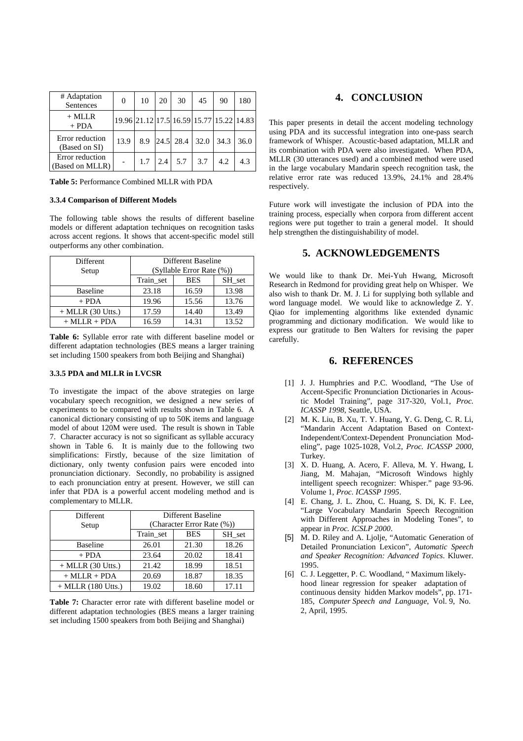| # Adaptation Sentences | 0 | 10 | 20 | 30 | 45 | 90 | 180 |
|---|---|---|---|---|---|---|---|
| + MLLR + PDA | 19.96 | 21.12 | 17.5 | 16.59 | 15.77 | 15.22 | 14.83 |
| Error reduction (Based on SI) | 13.9 | 8.9 | 24.5 | 28.4 | 32.0 | 34.3 | 36.0 |
| Error reduction (Based on MLLR) | - | 1.7 | 2.4 | 5.7 | 3.7 | 4.2 | 4.3 |

**Table 5:** Performance Combined MLLR with PDA

#### 3.3.4 Comparison of Different Models

The following table shows the results of different baseline models or different adaptation techniques on recognition tasks across accent regions. It shows that accent-specific model still outperforms any other combination.

| Different Setup | Different Baseline (Syllable Error Rate (%)) | | |
|---|---|---|---|
| | Train_set | BES | SH_set |
| Baseline | 23.18 | 16.59 | 13.98 |
| + PDA | 19.96 | 15.56 | 13.76 |
| + MLLR (30 Utts.) | 17.59 | 14.40 | 13.49 |
| + MLLR + PDA | 16.59 | 14.31 | 13.52 |

**Table 6:** Syllable error rate with different baseline model or different adaptation technologies (BES means a larger training set including 1500 speakers from both Beijing and Shanghai)

#### 3.3.5 PDA and MLLR in LVCSR

To investigate the impact of the above strategies on large vocabulary speech recognition, we designed a new series of experiments to be compared with results shown in Table 6. A canonical dictionary consisting of up to 50K items and language model of about 120M were used. The result is shown in Table 7. Character accuracy is not so significant as syllable accuracy shown in Table 6. It is mainly due to the following two simplifications: Firstly, because of the size limitation of dictionary, only twenty confusion pairs were encoded into pronunciation dictionary. Secondly, no probability is assigned to each pronunciation entry at present. However, we still can infer that PDA is a powerful accent modeling method and is complementary to MLLR.

| Different Setup | Different Baseline (Character Error Rate (%)) | | |
|---|---|---|---|
| | Train_set | BES | SH_set |
| Baseline | 26.01 | 21.30 | 18.26 |
| + PDA | 23.64 | 20.02 | 18.41 |
| + MLLR (30 Utts.) | 21.42 | 18.99 | 18.51 |
| + MLLR + PDA | 20.69 | 18.87 | 18.35 |
| + MLLR (180 Utts.) | 19.02 | 18.60 | 17.11 |

**Table 7:** Character error rate with different baseline model or different adaptation technologies (BES means a larger training set including 1500 speakers from both Beijing and Shanghai)

## 4. CONCLUSION

This paper presents in detail the accent modeling technology using PDA and its successful integration into one-pass search framework of Whisper. Acoustic-based adaptation, MLLR and its combination with PDA were also investigated. When PDA, MLLR (30 utterances used) and a combined method were used in the large vocabulary Mandarin speech recognition task, the relative error rate was reduced 13.9%, 24.1% and 28.4% respectively.

Future work will investigate the inclusion of PDA into the training process, especially when corpora from different accent regions were put together to train a general model. It should help strengthen the distinguishability of model.

## 5. ACKNOWLEDGEMENTS

We would like to thank Dr. Mei-Yuh Hwang, Microsoft Research in Redmond for providing great help on Whisper. We also wish to thank Dr. M. J. Li for supplying both syllable and word language model. We would like to acknowledge Z. Y. Qiao for implementing algorithms like extended dynamic programming and dictionary modification. We would like to express our gratitude to Ben Walters for revising the paper carefully.

## 6. REFERENCES

[1] J. J. Humphries and P.C. Woodland, "The Use of Accent-Specific Pronunciation Dictionaries in Acoustic Model Training", page 317-320, Vol.1, *Proc. ICASSP 1998*, Seattle, USA.

[2] M. K. Liu, B. Xu, T. Y. Huang, Y. G. Deng, C. R. Li, "Mandarin Accent Adaptation Based on Context-Independent/Context-Dependent Pronunciation Modeling", page 1025-1028, Vol.2, *Proc. ICASSP 2000*, Turkey.

[3] X. D. Huang, A. Acero, F. Alleva, M. Y. Hwang, L Jiang, M. Mahajan, "Microsoft Windows highly intelligent speech recognizer: Whisper." page 93-96. Volume 1, *Proc. ICASSP 1995*.

[4] E. Chang, J. L. Zhou, C. Huang, S. Di, K. F. Lee, "Large Vocabulary Mandarin Speech Recognition with Different Approaches in Modeling Tones", to appear in *Proc. ICSLP 2000*.

[5] M. D. Riley and A. Ljolje, "Automatic Generation of Detailed Pronunciation Lexicon", *Automatic Speech and Speaker Recognition: Advanced Topics*. Kluwer. 1995.

[6] C. J. Leggetter, P. C. Woodland, " Maximum likelyhood linear regression for speaker adaptation of continuous density hidden Markov models", pp. 171-185, *Computer Speech and Language*, Vol. 9, No. 2, April, 1995.